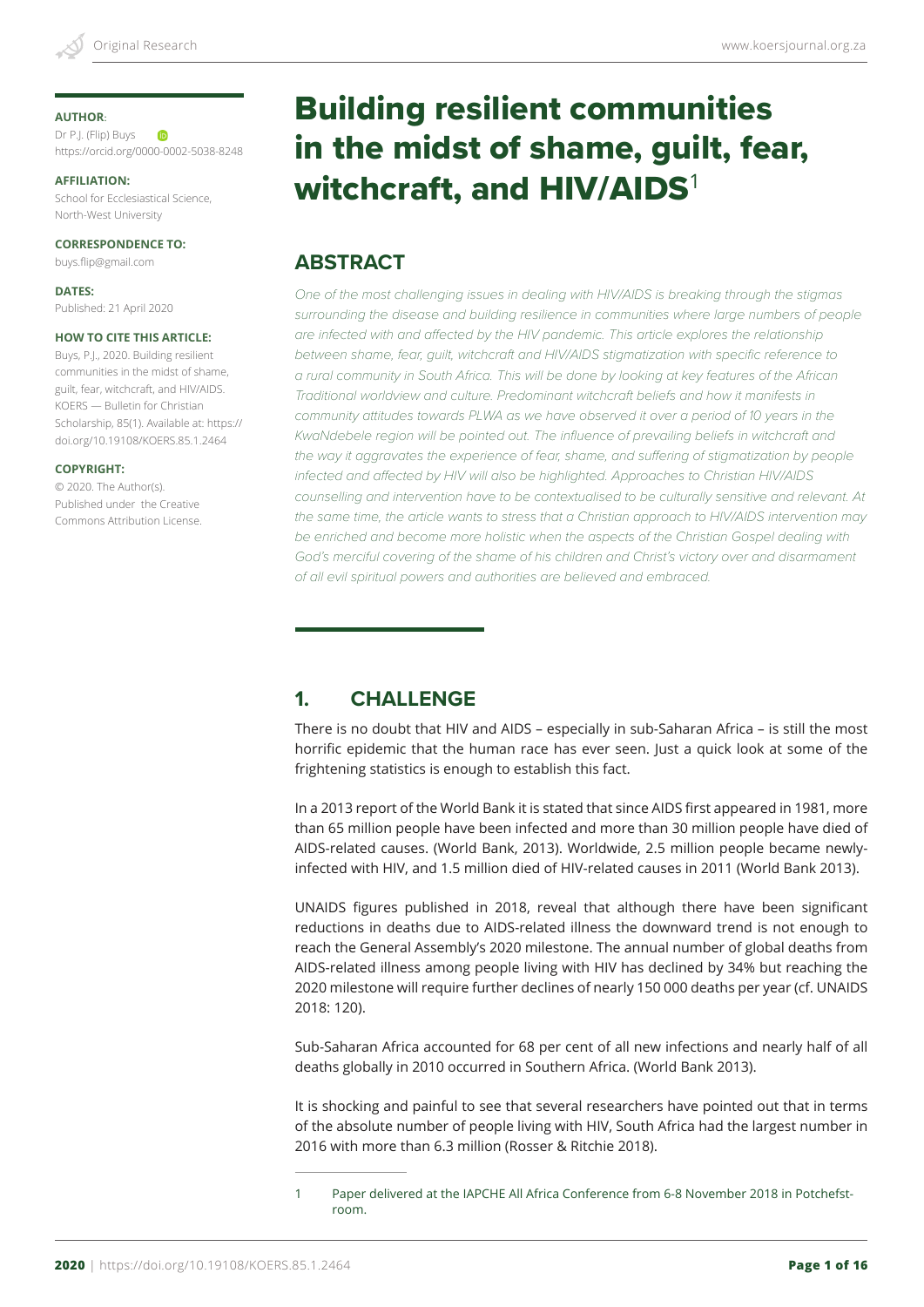**AUTHOR**:
Dr P.J. (Flip) Buys
https://orcid.org/0000-0002-5038-8248

**AFFILIATION:**
School for Ecclesiastical Science, North-West University

**CORRESPONDENCE TO:**
buys.flip@gmail.com

**DATES:**
Published: 21 April 2020

**HOW TO CITE THIS ARTICLE:**
Buys, P.J., 2020. Building resilient communities in the midst of shame, guilt, fear, witchcraft, and HIV/AIDS. KOERS — Bulletin for Christian Scholarship, 85(1). Available at: https://doi.org/10.19108/KOERS.85.1.2464

**COPYRIGHT:**
© 2020. The Author(s). Published under the Creative Commons Attribution License.

# Building resilient communities in the midst of shame, guilt, fear, witchcraft, and HIV/AIDS[1]

## ABSTRACT

*One of the most challenging issues in dealing with HIV/AIDS is breaking through the stigmas surrounding the disease and building resilience in communities where large numbers of people are infected with and affected by the HIV pandemic. This article explores the relationship between shame, fear, guilt, witchcraft and HIV/AIDS stigmatization with specific reference to a rural community in South Africa. This will be done by looking at key features of the African Traditional worldview and culture. Predominant witchcraft beliefs and how it manifests in community attitudes towards PLWA as we have observed it over a period of 10 years in the KwaNdebele region will be pointed out. The influence of prevailing beliefs in witchcraft and the way it aggravates the experience of fear, shame, and suffering of stigmatization by people infected and affected by HIV will also be highlighted. Approaches to Christian HIV/AIDS counselling and intervention have to be contextualised to be culturally sensitive and relevant. At the same time, the article wants to stress that a Christian approach to HIV/AIDS intervention may be enriched and become more holistic when the aspects of the Christian Gospel dealing with God's merciful covering of the shame of his children and Christ's victory over and disarmament of all evil spiritual powers and authorities are believed and embraced.*

## 1. CHALLENGE

There is no doubt that HIV and AIDS – especially in sub-Saharan Africa – is still the most horrific epidemic that the human race has ever seen. Just a quick look at some of the frightening statistics is enough to establish this fact.

In a 2013 report of the World Bank it is stated that since AIDS first appeared in 1981, more than 65 million people have been infected and more than 30 million people have died of AIDS-related causes. (World Bank, 2013). Worldwide, 2.5 million people became newly-infected with HIV, and 1.5 million died of HIV-related causes in 2011 (World Bank 2013).

UNAIDS figures published in 2018, reveal that although there have been significant reductions in deaths due to AIDS-related illness the downward trend is not enough to reach the General Assembly's 2020 milestone. The annual number of global deaths from AIDS-related illness among people living with HIV has declined by 34% but reaching the 2020 milestone will require further declines of nearly 150 000 deaths per year (cf. UNAIDS 2018: 120).

Sub-Saharan Africa accounted for 68 per cent of all new infections and nearly half of all deaths globally in 2010 occurred in Southern Africa. (World Bank 2013).

It is shocking and painful to see that several researchers have pointed out that in terms of the absolute number of people living with HIV, South Africa had the largest number in 2016 with more than 6.3 million (Rosser & Ritchie 2018).

---

1 Paper delivered at the IAPCHE All Africa Conference from 6-8 November 2018 in Potchefstroom.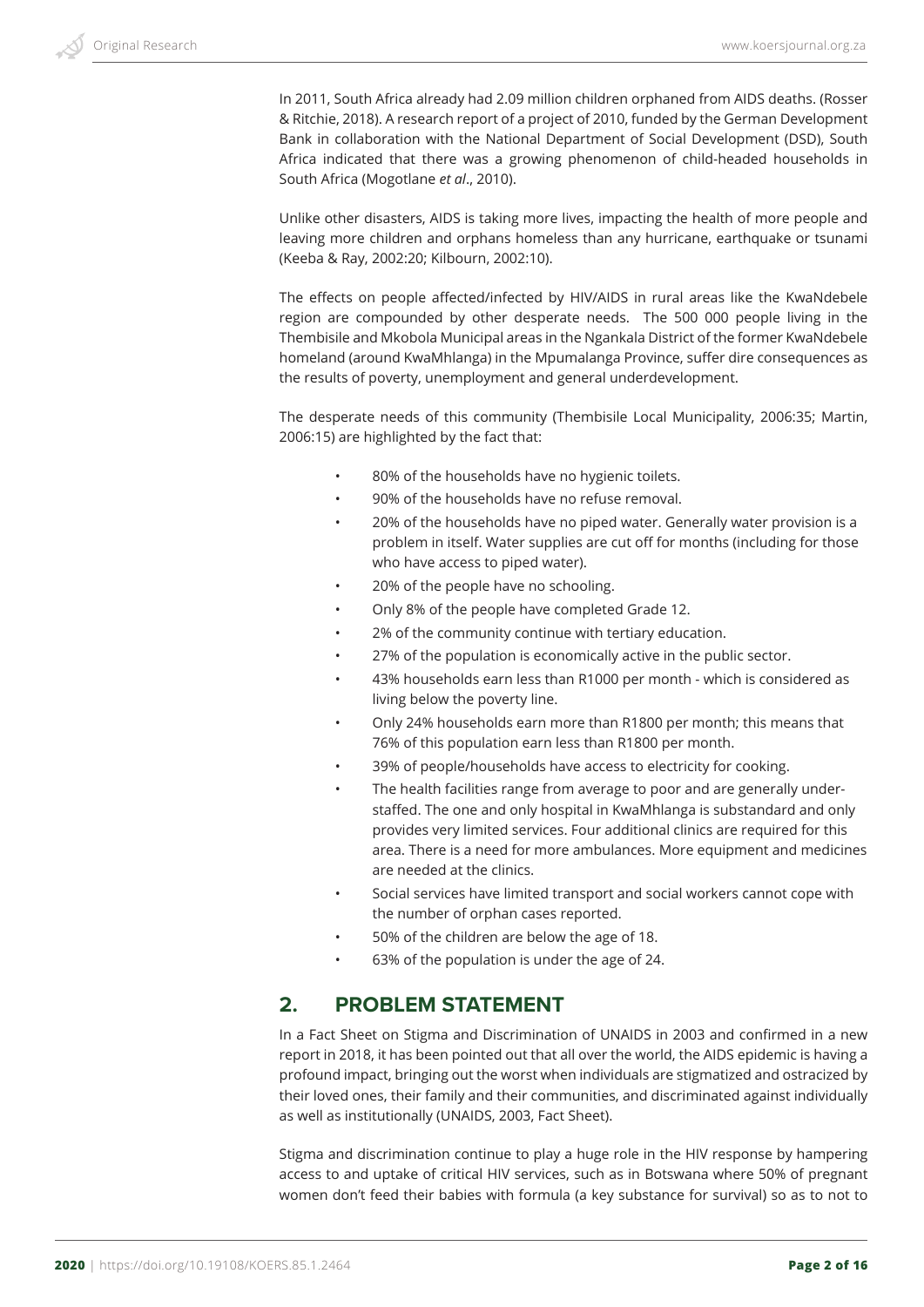In 2011, South Africa already had 2.09 million children orphaned from AIDS deaths. (Rosser & Ritchie, 2018). A research report of a project of 2010, funded by the German Development Bank in collaboration with the National Department of Social Development (DSD), South Africa indicated that there was a growing phenomenon of child-headed households in South Africa (Mogotlane *et al*., 2010).

Unlike other disasters, AIDS is taking more lives, impacting the health of more people and leaving more children and orphans homeless than any hurricane, earthquake or tsunami (Keeba & Ray, 2002:20; Kilbourn, 2002:10).

The effects on people affected/infected by HIV/AIDS in rural areas like the KwaNdebele region are compounded by other desperate needs. The 500 000 people living in the Thembisile and Mkobola Municipal areas in the Ngankala District of the former KwaNdebele homeland (around KwaMhlanga) in the Mpumalanga Province, suffer dire consequences as the results of poverty, unemployment and general underdevelopment.

The desperate needs of this community (Thembisile Local Municipality, 2006:35; Martin, 2006:15) are highlighted by the fact that:

- 80% of the households have no hygienic toilets.
- 90% of the households have no refuse removal.
- 20% of the households have no piped water. Generally water provision is a problem in itself. Water supplies are cut off for months (including for those who have access to piped water).
- 20% of the people have no schooling.
- Only 8% of the people have completed Grade 12.
- 2% of the community continue with tertiary education.
- 27% of the population is economically active in the public sector.
- 43% households earn less than R1000 per month - which is considered as living below the poverty line.
- Only 24% households earn more than R1800 per month; this means that 76% of this population earn less than R1800 per month.
- 39% of people/households have access to electricity for cooking.
- The health facilities range from average to poor and are generally under-staffed. The one and only hospital in KwaMhlanga is substandard and only provides very limited services. Four additional clinics are required for this area. There is a need for more ambulances. More equipment and medicines are needed at the clinics.
- Social services have limited transport and social workers cannot cope with the number of orphan cases reported.
- 50% of the children are below the age of 18.
- 63% of the population is under the age of 24.

## 2. PROBLEM STATEMENT

In a Fact Sheet on Stigma and Discrimination of UNAIDS in 2003 and confirmed in a new report in 2018, it has been pointed out that all over the world, the AIDS epidemic is having a profound impact, bringing out the worst when individuals are stigmatized and ostracized by their loved ones, their family and their communities, and discriminated against individually as well as institutionally (UNAIDS, 2003, Fact Sheet).

Stigma and discrimination continue to play a huge role in the HIV response by hampering access to and uptake of critical HIV services, such as in Botswana where 50% of pregnant women don't feed their babies with formula (a key substance for survival) so as to not to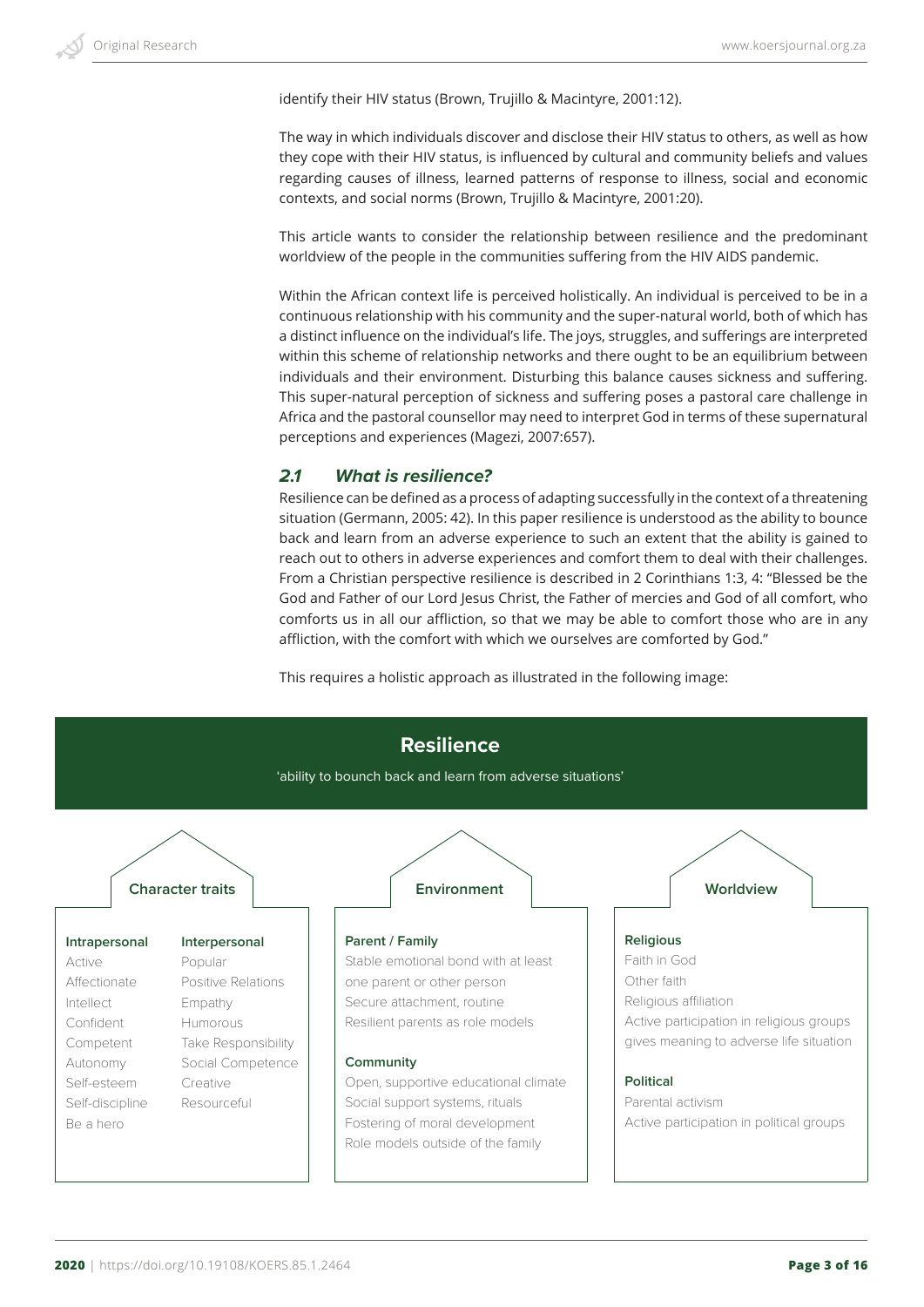identify their HIV status (Brown, Trujillo & Macintyre, 2001:12).

The way in which individuals discover and disclose their HIV status to others, as well as how they cope with their HIV status, is influenced by cultural and community beliefs and values regarding causes of illness, learned patterns of response to illness, social and economic contexts, and social norms (Brown, Trujillo & Macintyre, 2001:20).

This article wants to consider the relationship between resilience and the predominant worldview of the people in the communities suffering from the HIV AIDS pandemic.

Within the African context life is perceived holistically. An individual is perceived to be in a continuous relationship with his community and the super-natural world, both of which has a distinct influence on the individual's life. The joys, struggles, and sufferings are interpreted within this scheme of relationship networks and there ought to be an equilibrium between individuals and their environment. Disturbing this balance causes sickness and suffering. This super-natural perception of sickness and suffering poses a pastoral care challenge in Africa and the pastoral counsellor may need to interpret God in terms of these supernatural perceptions and experiences (Magezi, 2007:657).

### *2.1 What is resilience?*

Resilience can be defined as a process of adapting successfully in the context of a threatening situation (Germann, 2005: 42). In this paper resilience is understood as the ability to bounce back and learn from an adverse experience to such an extent that the ability is gained to reach out to others in adverse experiences and comfort them to deal with their challenges. From a Christian perspective resilience is described in 2 Corinthians 1:3, 4: "Blessed be the God and Father of our Lord Jesus Christ, the Father of mercies and God of all comfort, who comforts us in all our affliction, so that we may be able to comfort those who are in any affliction, with the comfort with which we ourselves are comforted by God."

This requires a holistic approach as illustrated in the following image:

**Resilience**

'ability to bounch back and learn from adverse situations'

| Character traits | | Environment | Worldview |
|---|---|---|---|
| **Intrapersonal** | **Interpersonal** | **Parent / Family** | **Religious** |
| Active | Popular | Stable emotional bond with at least one parent or other person | Faith in God |
| Affectionate | Positive Relations | Secure attachment, routine | Other faith |
| Intellect | Empathy | Resilient parents as role models | Religious affiliation |
| Confident | Humorous | | Active participation in religious groups gives meaning to adverse life situation |
| Competent | Take Responsibility | **Community** | |
| Autonomy | Social Competence | Open, supportive educational climate | **Political** |
| Self-esteem | Creative | Social support systems, rituals | Parental activism |
| Self-discipline | Resourceful | Fostering of moral development | Active participation in political groups |
| Be a hero | | Role models outside of the family | |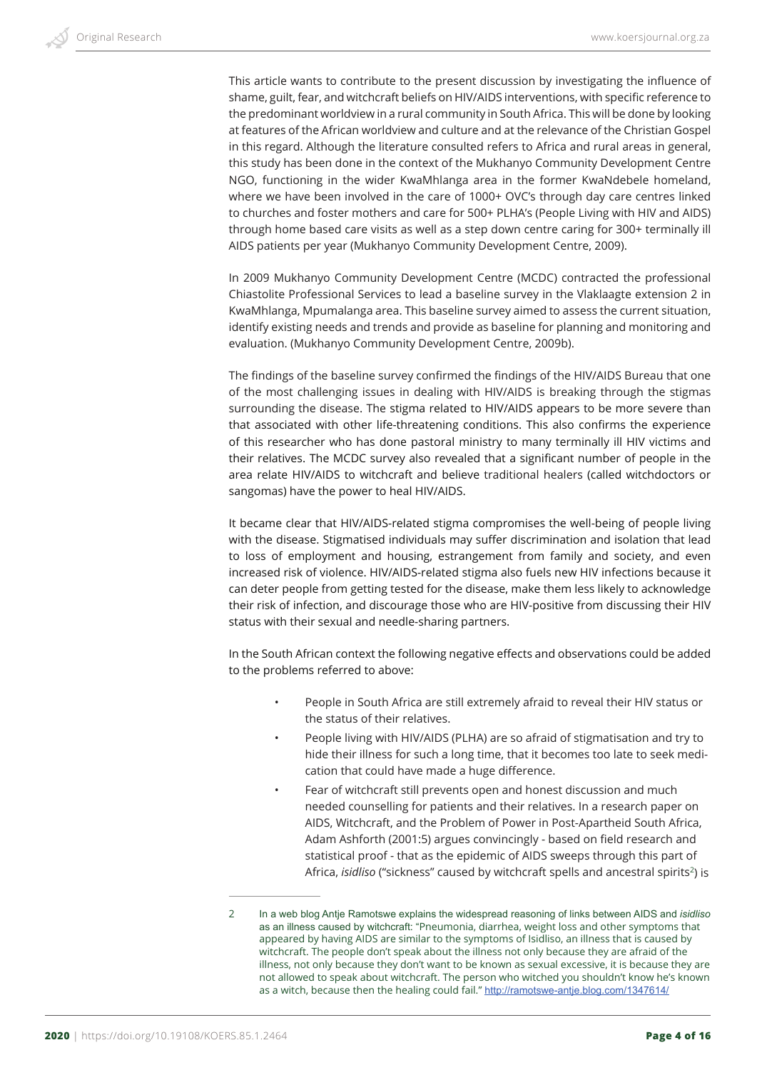This article wants to contribute to the present discussion by investigating the influence of shame, guilt, fear, and witchcraft beliefs on HIV/AIDS interventions, with specific reference to the predominant worldview in a rural community in South Africa. This will be done by looking at features of the African worldview and culture and at the relevance of the Christian Gospel in this regard. Although the literature consulted refers to Africa and rural areas in general, this study has been done in the context of the Mukhanyo Community Development Centre NGO, functioning in the wider KwaMhlanga area in the former KwaNdebele homeland, where we have been involved in the care of 1000+ OVC's through day care centres linked to churches and foster mothers and care for 500+ PLHA's (People Living with HIV and AIDS) through home based care visits as well as a step down centre caring for 300+ terminally ill AIDS patients per year (Mukhanyo Community Development Centre, 2009).

In 2009 Mukhanyo Community Development Centre (MCDC) contracted the professional Chiastolite Professional Services to lead a baseline survey in the Vlaklaagte extension 2 in KwaMhlanga, Mpumalanga area. This baseline survey aimed to assess the current situation, identify existing needs and trends and provide as baseline for planning and monitoring and evaluation. (Mukhanyo Community Development Centre, 2009b).

The findings of the baseline survey confirmed the findings of the HIV/AIDS Bureau that one of the most challenging issues in dealing with HIV/AIDS is breaking through the stigmas surrounding the disease. The stigma related to HIV/AIDS appears to be more severe than that associated with other life-threatening conditions. This also confirms the experience of this researcher who has done pastoral ministry to many terminally ill HIV victims and their relatives. The MCDC survey also revealed that a significant number of people in the area relate HIV/AIDS to witchcraft and believe traditional healers (called witchdoctors or sangomas) have the power to heal HIV/AIDS.

It became clear that HIV/AIDS-related stigma compromises the well-being of people living with the disease. Stigmatised individuals may suffer discrimination and isolation that lead to loss of employment and housing, estrangement from family and society, and even increased risk of violence. HIV/AIDS-related stigma also fuels new HIV infections because it can deter people from getting tested for the disease, make them less likely to acknowledge their risk of infection, and discourage those who are HIV-positive from discussing their HIV status with their sexual and needle-sharing partners.

In the South African context the following negative effects and observations could be added to the problems referred to above:

- People in South Africa are still extremely afraid to reveal their HIV status or the status of their relatives.
- People living with HIV/AIDS (PLHA) are so afraid of stigmatisation and try to hide their illness for such a long time, that it becomes too late to seek medication that could have made a huge difference.
- Fear of witchcraft still prevents open and honest discussion and much needed counselling for patients and their relatives. In a research paper on AIDS, Witchcraft, and the Problem of Power in Post-Apartheid South Africa, Adam Ashforth (2001:5) argues convincingly - based on field research and statistical proof - that as the epidemic of AIDS sweeps through this part of Africa, *isidliso* ("sickness" caused by witchcraft spells and ancestral spirits[2]) is

---

2 In a web blog Antje Ramotswe explains the widespread reasoning of links between AIDS and *isidliso* as an illness caused by witchcraft: "Pneumonia, diarrhea, weight loss and other symptoms that appeared by having AIDS are similar to the symptoms of Isidliso, an illness that is caused by witchcraft. The people don't speak about the illness not only because they are afraid of the illness, not only because they don't want to be known as sexual excessive, it is because they are not allowed to speak about witchcraft. The person who witched you shouldn't know he's known as a witch, because then the healing could fail." http://ramotswe-antje.blog.com/1347614/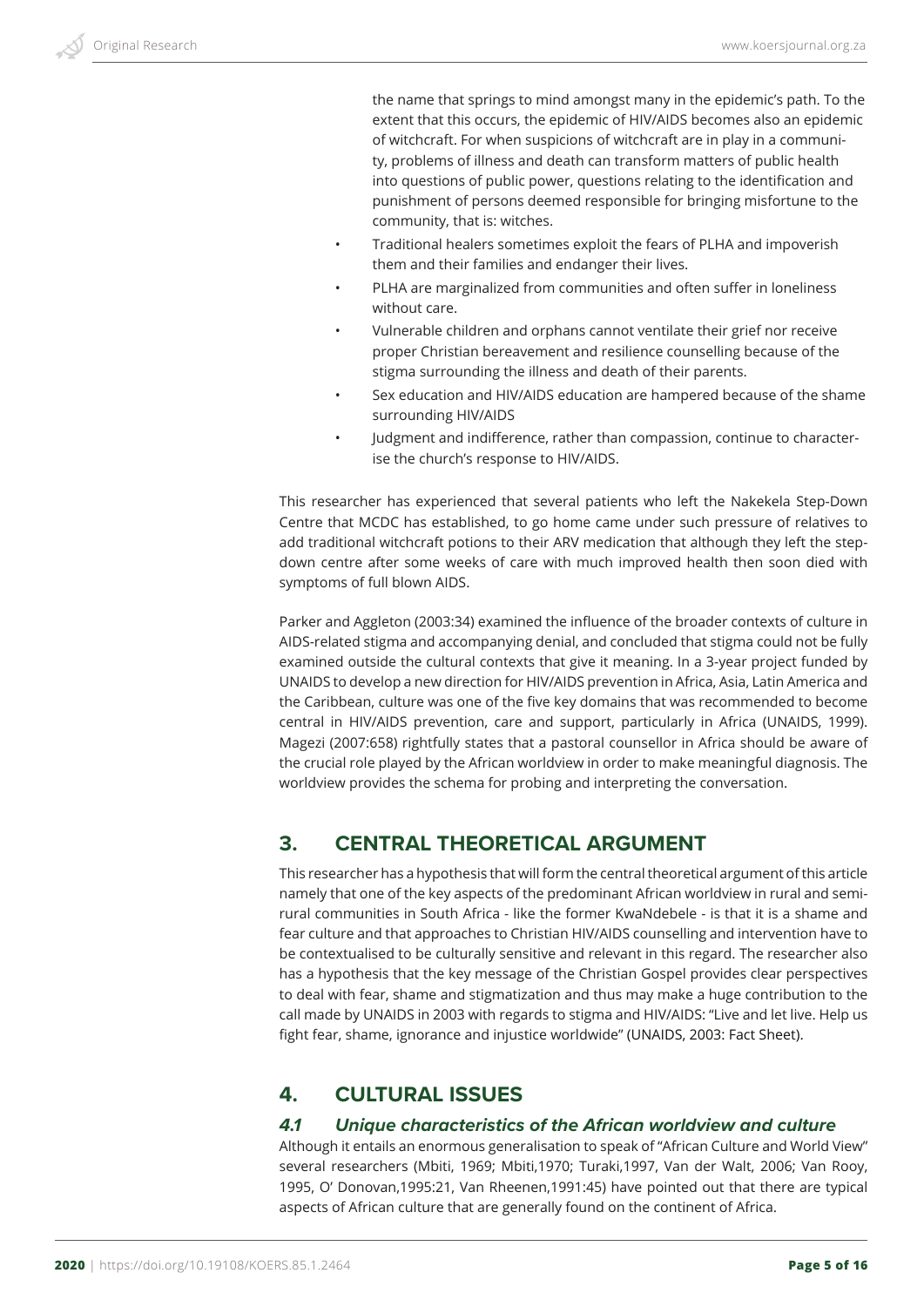the name that springs to mind amongst many in the epidemic's path. To the extent that this occurs, the epidemic of HIV/AIDS becomes also an epidemic of witchcraft. For when suspicions of witchcraft are in play in a community, problems of illness and death can transform matters of public health into questions of public power, questions relating to the identification and punishment of persons deemed responsible for bringing misfortune to the community, that is: witches.

- Traditional healers sometimes exploit the fears of PLHA and impoverish them and their families and endanger their lives.
- PLHA are marginalized from communities and often suffer in loneliness without care.
- Vulnerable children and orphans cannot ventilate their grief nor receive proper Christian bereavement and resilience counselling because of the stigma surrounding the illness and death of their parents.
- Sex education and HIV/AIDS education are hampered because of the shame surrounding HIV/AIDS
- Judgment and indifference, rather than compassion, continue to characterise the church's response to HIV/AIDS.

This researcher has experienced that several patients who left the Nakekela Step-Down Centre that MCDC has established, to go home came under such pressure of relatives to add traditional witchcraft potions to their ARV medication that although they left the step-down centre after some weeks of care with much improved health then soon died with symptoms of full blown AIDS.

Parker and Aggleton (2003:34) examined the influence of the broader contexts of culture in AIDS-related stigma and accompanying denial, and concluded that stigma could not be fully examined outside the cultural contexts that give it meaning. In a 3-year project funded by UNAIDS to develop a new direction for HIV/AIDS prevention in Africa, Asia, Latin America and the Caribbean, culture was one of the five key domains that was recommended to become central in HIV/AIDS prevention, care and support, particularly in Africa (UNAIDS, 1999). Magezi (2007:658) rightfully states that a pastoral counsellor in Africa should be aware of the crucial role played by the African worldview in order to make meaningful diagnosis. The worldview provides the schema for probing and interpreting the conversation.

## 3. CENTRAL THEORETICAL ARGUMENT

This researcher has a hypothesis that will form the central theoretical argument of this article namely that one of the key aspects of the predominant African worldview in rural and semi-rural communities in South Africa - like the former KwaNdebele - is that it is a shame and fear culture and that approaches to Christian HIV/AIDS counselling and intervention have to be contextualised to be culturally sensitive and relevant in this regard. The researcher also has a hypothesis that the key message of the Christian Gospel provides clear perspectives to deal with fear, shame and stigmatization and thus may make a huge contribution to the call made by UNAIDS in 2003 with regards to stigma and HIV/AIDS: "Live and let live. Help us fight fear, shame, ignorance and injustice worldwide" (UNAIDS, 2003: Fact Sheet).

## 4. CULTURAL ISSUES

### *4.1 Unique characteristics of the African worldview and culture*

Although it entails an enormous generalisation to speak of "African Culture and World View" several researchers (Mbiti, 1969; Mbiti,1970; Turaki,1997, Van der Walt, 2006; Van Rooy, 1995, O' Donovan,1995:21, Van Rheenen,1991:45) have pointed out that there are typical aspects of African culture that are generally found on the continent of Africa.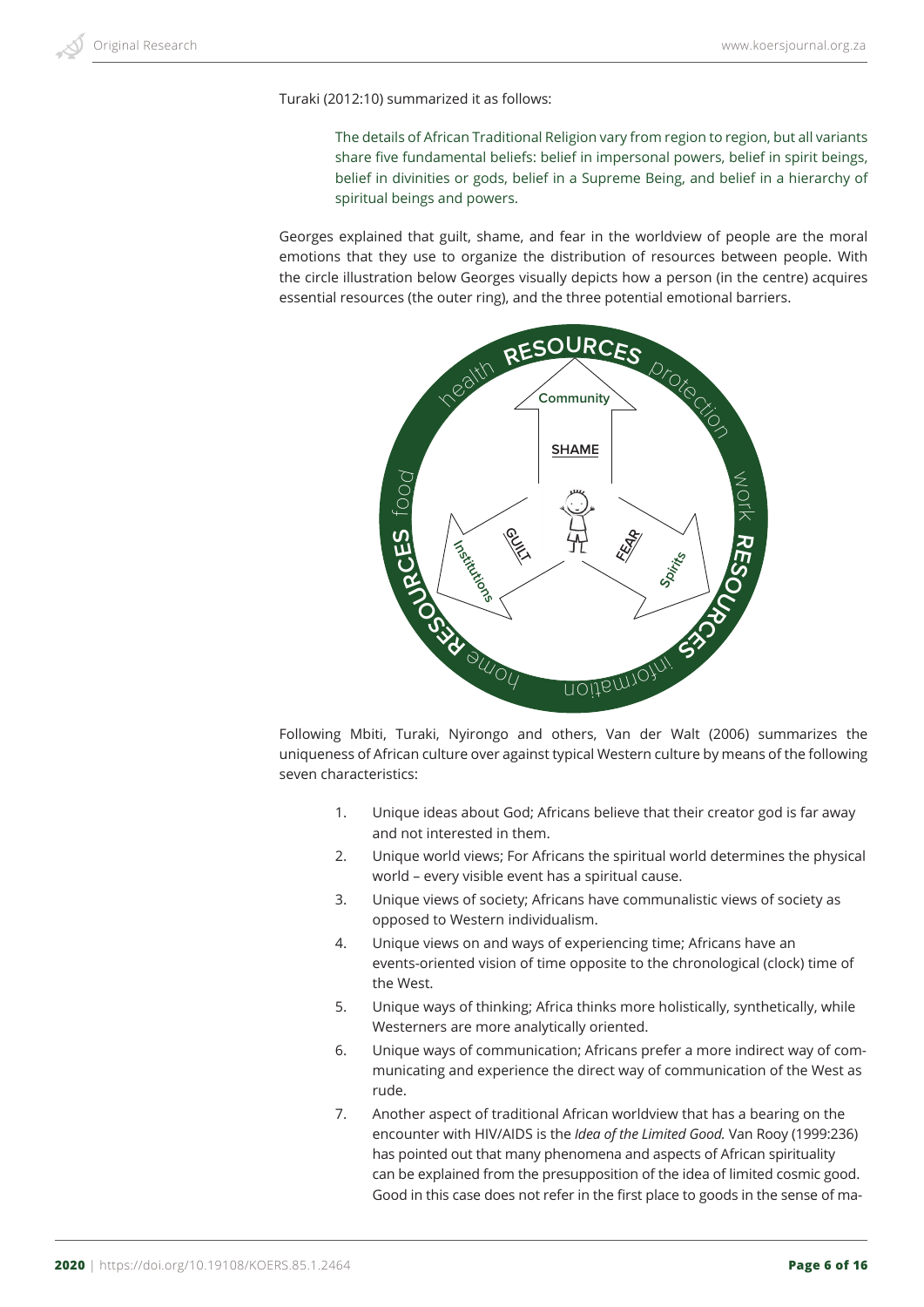Turaki (2012:10) summarized it as follows:

> The details of African Traditional Religion vary from region to region, but all variants share five fundamental beliefs: belief in impersonal powers, belief in spirit beings, belief in divinities or gods, belief in a Supreme Being, and belief in a hierarchy of spiritual beings and powers.

Georges explained that guilt, shame, and fear in the worldview of people are the moral emotions that they use to organize the distribution of resources between people. With the circle illustration below Georges visually depicts how a person (in the centre) acquires essential resources (the outer ring), and the three potential emotional barriers.

Following Mbiti, Turaki, Nyirongo and others, Van der Walt (2006) summarizes the uniqueness of African culture over against typical Western culture by means of the following seven characteristics:

1. Unique ideas about God; Africans believe that their creator god is far away and not interested in them.
2. Unique world views; For Africans the spiritual world determines the physical world – every visible event has a spiritual cause.
3. Unique views of society; Africans have communalistic views of society as opposed to Western individualism.
4. Unique views on and ways of experiencing time; Africans have an events-oriented vision of time opposite to the chronological (clock) time of the West.
5. Unique ways of thinking; Africa thinks more holistically, synthetically, while Westerners are more analytically oriented.
6. Unique ways of communication; Africans prefer a more indirect way of communicating and experience the direct way of communication of the West as rude.
7. Another aspect of traditional African worldview that has a bearing on the encounter with HIV/AIDS is the *Idea of the Limited Good.* Van Rooy (1999:236) has pointed out that many phenomena and aspects of African spirituality can be explained from the presupposition of the idea of limited cosmic good. Good in this case does not refer in the first place to goods in the sense of ma-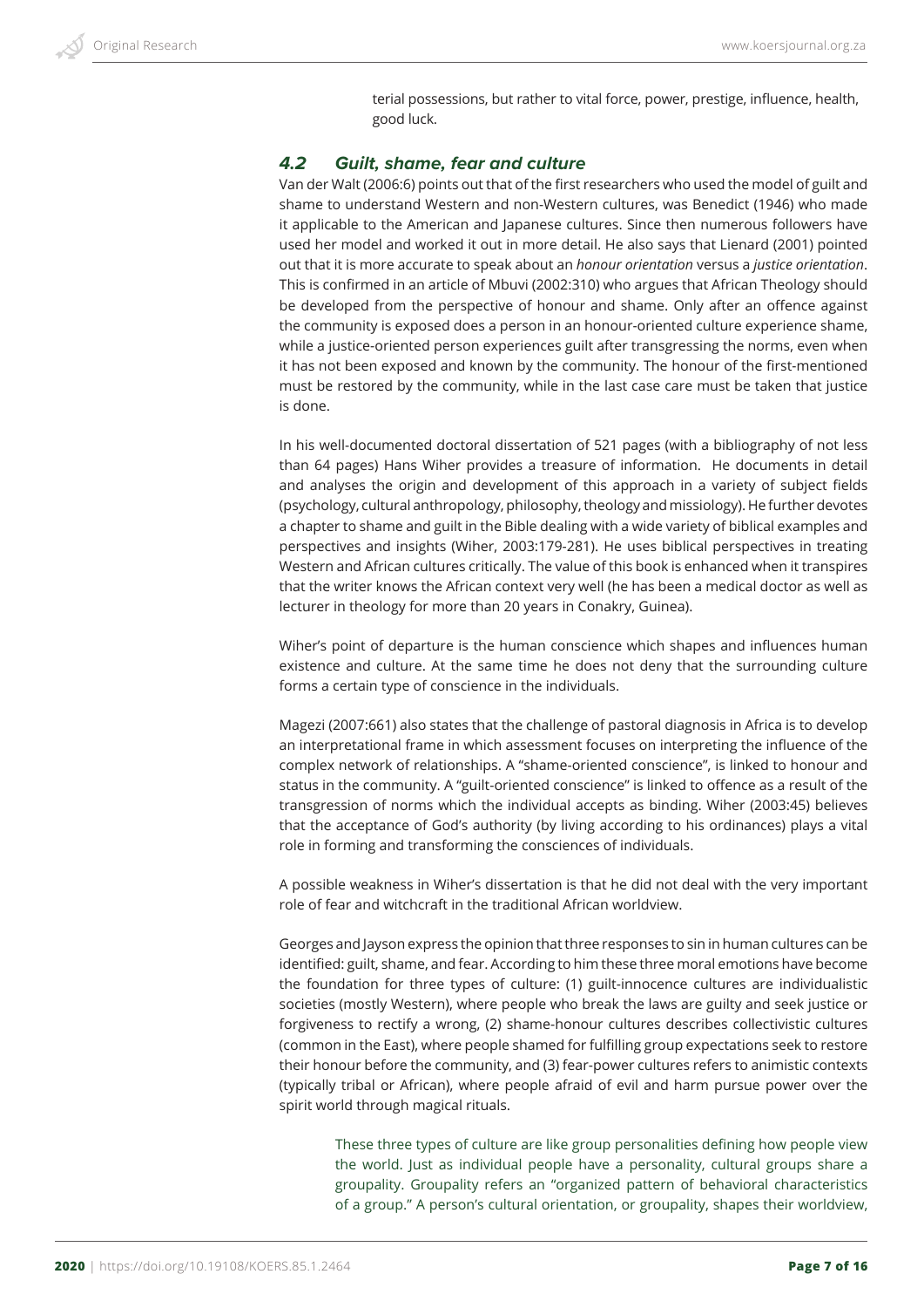terial possessions, but rather to vital force, power, prestige, influence, health, good luck.

### *4.2 Guilt, shame, fear and culture*

Van der Walt (2006:6) points out that of the first researchers who used the model of guilt and shame to understand Western and non-Western cultures, was Benedict (1946) who made it applicable to the American and Japanese cultures. Since then numerous followers have used her model and worked it out in more detail. He also says that Lienard (2001) pointed out that it is more accurate to speak about an *honour orientation* versus a *justice orientation*. This is confirmed in an article of Mbuvi (2002:310) who argues that African Theology should be developed from the perspective of honour and shame. Only after an offence against the community is exposed does a person in an honour-oriented culture experience shame, while a justice-oriented person experiences guilt after transgressing the norms, even when it has not been exposed and known by the community. The honour of the first-mentioned must be restored by the community, while in the last case care must be taken that justice is done.

In his well-documented doctoral dissertation of 521 pages (with a bibliography of not less than 64 pages) Hans Wiher provides a treasure of information. He documents in detail and analyses the origin and development of this approach in a variety of subject fields (psychology, cultural anthropology, philosophy, theology and missiology). He further devotes a chapter to shame and guilt in the Bible dealing with a wide variety of biblical examples and perspectives and insights (Wiher, 2003:179-281). He uses biblical perspectives in treating Western and African cultures critically. The value of this book is enhanced when it transpires that the writer knows the African context very well (he has been a medical doctor as well as lecturer in theology for more than 20 years in Conakry, Guinea).

Wiher's point of departure is the human conscience which shapes and influences human existence and culture. At the same time he does not deny that the surrounding culture forms a certain type of conscience in the individuals.

Magezi (2007:661) also states that the challenge of pastoral diagnosis in Africa is to develop an interpretational frame in which assessment focuses on interpreting the influence of the complex network of relationships. A "shame-oriented conscience", is linked to honour and status in the community. A "guilt-oriented conscience" is linked to offence as a result of the transgression of norms which the individual accepts as binding. Wiher (2003:45) believes that the acceptance of God's authority (by living according to his ordinances) plays a vital role in forming and transforming the consciences of individuals.

A possible weakness in Wiher's dissertation is that he did not deal with the very important role of fear and witchcraft in the traditional African worldview.

Georges and Jayson express the opinion that three responses to sin in human cultures can be identified: guilt, shame, and fear. According to him these three moral emotions have become the foundation for three types of culture: (1) guilt-innocence cultures are individualistic societies (mostly Western), where people who break the laws are guilty and seek justice or forgiveness to rectify a wrong, (2) shame-honour cultures describes collectivistic cultures (common in the East), where people shamed for fulfilling group expectations seek to restore their honour before the community, and (3) fear-power cultures refers to animistic contexts (typically tribal or African), where people afraid of evil and harm pursue power over the spirit world through magical rituals.

> These three types of culture are like group personalities defining how people view the world. Just as individual people have a personality, cultural groups share a groupality. Groupality refers an "organized pattern of behavioral characteristics of a group." A person's cultural orientation, or groupality, shapes their worldview,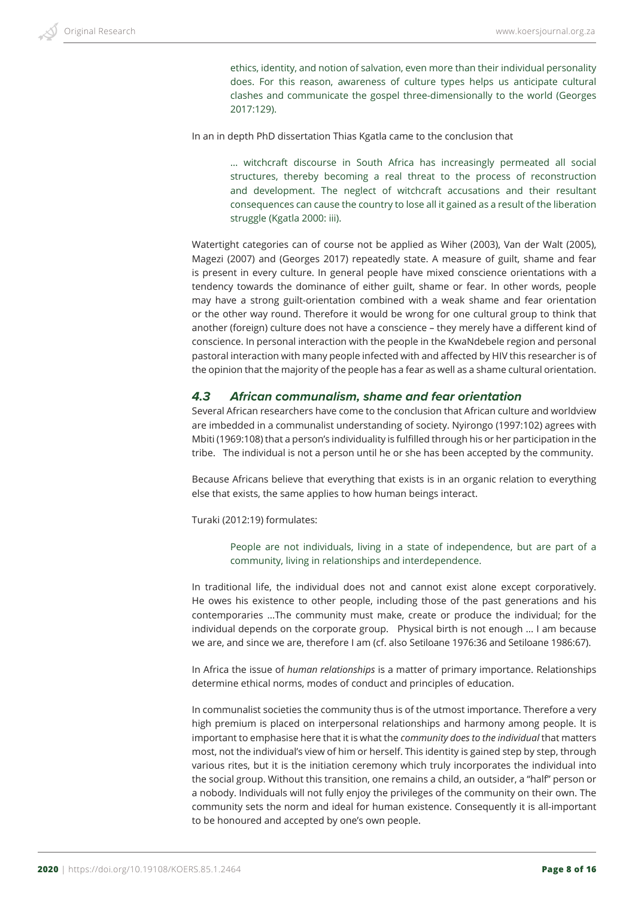> ethics, identity, and notion of salvation, even more than their individual personality does. For this reason, awareness of culture types helps us anticipate cultural clashes and communicate the gospel three-dimensionally to the world (Georges 2017:129).

In an in depth PhD dissertation Thias Kgatla came to the conclusion that

> … witchcraft discourse in South Africa has increasingly permeated all social structures, thereby becoming a real threat to the process of reconstruction and development. The neglect of witchcraft accusations and their resultant consequences can cause the country to lose all it gained as a result of the liberation struggle (Kgatla 2000: iii).

Watertight categories can of course not be applied as Wiher (2003), Van der Walt (2005), Magezi (2007) and (Georges 2017) repeatedly state. A measure of guilt, shame and fear is present in every culture. In general people have mixed conscience orientations with a tendency towards the dominance of either guilt, shame or fear. In other words, people may have a strong guilt-orientation combined with a weak shame and fear orientation or the other way round. Therefore it would be wrong for one cultural group to think that another (foreign) culture does not have a conscience – they merely have a different kind of conscience. In personal interaction with the people in the KwaNdebele region and personal pastoral interaction with many people infected with and affected by HIV this researcher is of the opinion that the majority of the people has a fear as well as a shame cultural orientation.

## 4.3 African communalism, shame and fear orientation

Several African researchers have come to the conclusion that African culture and worldview are imbedded in a communalist understanding of society. Nyirongo (1997:102) agrees with Mbiti (1969:108) that a person's individuality is fulfilled through his or her participation in the tribe. The individual is not a person until he or she has been accepted by the community.

Because Africans believe that everything that exists is in an organic relation to everything else that exists, the same applies to how human beings interact.

Turaki (2012:19) formulates:

> People are not individuals, living in a state of independence, but are part of a community, living in relationships and interdependence.

In traditional life, the individual does not and cannot exist alone except corporatively. He owes his existence to other people, including those of the past generations and his contemporaries …The community must make, create or produce the individual; for the individual depends on the corporate group. Physical birth is not enough … I am because we are, and since we are, therefore I am (cf. also Setiloane 1976:36 and Setiloane 1986:67).

In Africa the issue of *human relationships* is a matter of primary importance. Relationships determine ethical norms, modes of conduct and principles of education.

In communalist societies the community thus is of the utmost importance. Therefore a very high premium is placed on interpersonal relationships and harmony among people. It is important to emphasise here that it is what the *community does to the individual* that matters most, not the individual's view of him or herself. This identity is gained step by step, through various rites, but it is the initiation ceremony which truly incorporates the individual into the social group. Without this transition, one remains a child, an outsider, a "half" person or a nobody. Individuals will not fully enjoy the privileges of the community on their own. The community sets the norm and ideal for human existence. Consequently it is all-important to be honoured and accepted by one's own people.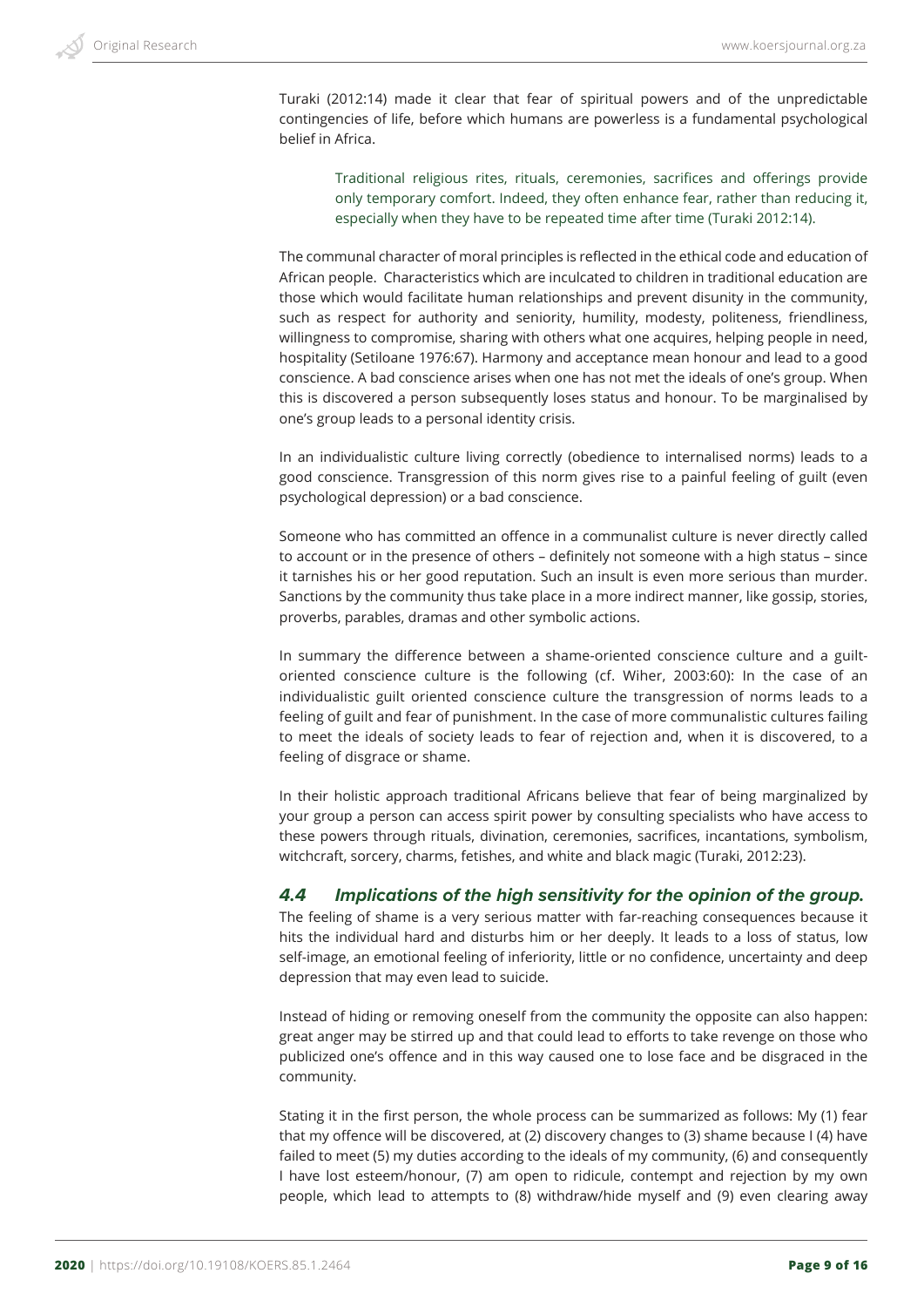Turaki (2012:14) made it clear that fear of spiritual powers and of the unpredictable contingencies of life, before which humans are powerless is a fundamental psychological belief in Africa.

> Traditional religious rites, rituals, ceremonies, sacrifices and offerings provide only temporary comfort. Indeed, they often enhance fear, rather than reducing it, especially when they have to be repeated time after time (Turaki 2012:14).

The communal character of moral principles is reflected in the ethical code and education of African people. Characteristics which are inculcated to children in traditional education are those which would facilitate human relationships and prevent disunity in the community, such as respect for authority and seniority, humility, modesty, politeness, friendliness, willingness to compromise, sharing with others what one acquires, helping people in need, hospitality (Setiloane 1976:67). Harmony and acceptance mean honour and lead to a good conscience. A bad conscience arises when one has not met the ideals of one's group. When this is discovered a person subsequently loses status and honour. To be marginalised by one's group leads to a personal identity crisis.

In an individualistic culture living correctly (obedience to internalised norms) leads to a good conscience. Transgression of this norm gives rise to a painful feeling of guilt (even psychological depression) or a bad conscience.

Someone who has committed an offence in a communalist culture is never directly called to account or in the presence of others – definitely not someone with a high status – since it tarnishes his or her good reputation. Such an insult is even more serious than murder. Sanctions by the community thus take place in a more indirect manner, like gossip, stories, proverbs, parables, dramas and other symbolic actions.

In summary the difference between a shame-oriented conscience culture and a guilt-oriented conscience culture is the following (cf. Wiher, 2003:60): In the case of an individualistic guilt oriented conscience culture the transgression of norms leads to a feeling of guilt and fear of punishment. In the case of more communalistic cultures failing to meet the ideals of society leads to fear of rejection and, when it is discovered, to a feeling of disgrace or shame.

In their holistic approach traditional Africans believe that fear of being marginalized by your group a person can access spirit power by consulting specialists who have access to these powers through rituals, divination, ceremonies, sacrifices, incantations, symbolism, witchcraft, sorcery, charms, fetishes, and white and black magic (Turaki, 2012:23).

### 4.4 Implications of the high sensitivity for the opinion of the group.

The feeling of shame is a very serious matter with far-reaching consequences because it hits the individual hard and disturbs him or her deeply. It leads to a loss of status, low self-image, an emotional feeling of inferiority, little or no confidence, uncertainty and deep depression that may even lead to suicide.

Instead of hiding or removing oneself from the community the opposite can also happen: great anger may be stirred up and that could lead to efforts to take revenge on those who publicized one's offence and in this way caused one to lose face and be disgraced in the community.

Stating it in the first person, the whole process can be summarized as follows: My (1) fear that my offence will be discovered, at (2) discovery changes to (3) shame because I (4) have failed to meet (5) my duties according to the ideals of my community, (6) and consequently I have lost esteem/honour, (7) am open to ridicule, contempt and rejection by my own people, which lead to attempts to (8) withdraw/hide myself and (9) even clearing away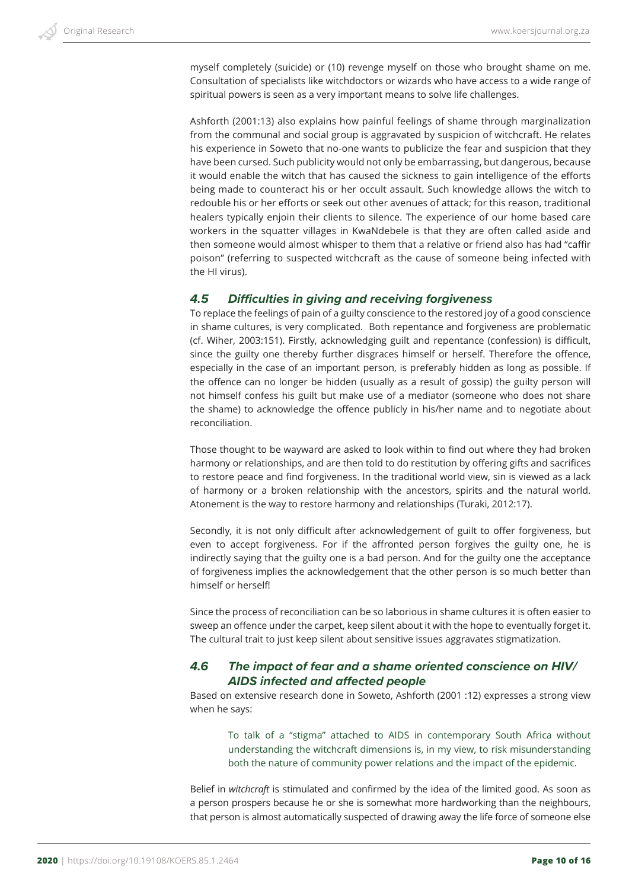myself completely (suicide) or (10) revenge myself on those who brought shame on me. Consultation of specialists like witchdoctors or wizards who have access to a wide range of spiritual powers is seen as a very important means to solve life challenges.

Ashforth (2001:13) also explains how painful feelings of shame through marginalization from the communal and social group is aggravated by suspicion of witchcraft. He relates his experience in Soweto that no-one wants to publicize the fear and suspicion that they have been cursed. Such publicity would not only be embarrassing, but dangerous, because it would enable the witch that has caused the sickness to gain intelligence of the efforts being made to counteract his or her occult assault. Such knowledge allows the witch to redouble his or her efforts or seek out other avenues of attack; for this reason, traditional healers typically enjoin their clients to silence. The experience of our home based care workers in the squatter villages in KwaNdebele is that they are often called aside and then someone would almost whisper to them that a relative or friend also has had "caffir poison" (referring to suspected witchcraft as the cause of someone being infected with the HI virus).

### 4.5 Difficulties in giving and receiving forgiveness

To replace the feelings of pain of a guilty conscience to the restored joy of a good conscience in shame cultures, is very complicated. Both repentance and forgiveness are problematic (cf. Wiher, 2003:151). Firstly, acknowledging guilt and repentance (confession) is difficult, since the guilty one thereby further disgraces himself or herself. Therefore the offence, especially in the case of an important person, is preferably hidden as long as possible. If the offence can no longer be hidden (usually as a result of gossip) the guilty person will not himself confess his guilt but make use of a mediator (someone who does not share the shame) to acknowledge the offence publicly in his/her name and to negotiate about reconciliation.

Those thought to be wayward are asked to look within to find out where they had broken harmony or relationships, and are then told to do restitution by offering gifts and sacrifices to restore peace and find forgiveness. In the traditional world view, sin is viewed as a lack of harmony or a broken relationship with the ancestors, spirits and the natural world. Atonement is the way to restore harmony and relationships (Turaki, 2012:17).

Secondly, it is not only difficult after acknowledgement of guilt to offer forgiveness, but even to accept forgiveness. For if the affronted person forgives the guilty one, he is indirectly saying that the guilty one is a bad person. And for the guilty one the acceptance of forgiveness implies the acknowledgement that the other person is so much better than himself or herself!

Since the process of reconciliation can be so laborious in shame cultures it is often easier to sweep an offence under the carpet, keep silent about it with the hope to eventually forget it. The cultural trait to just keep silent about sensitive issues aggravates stigmatization.

### 4.6 The impact of fear and a shame oriented conscience on HIV/AIDS infected and affected people

Based on extensive research done in Soweto, Ashforth (2001 :12) expresses a strong view when he says:

> To talk of a "stigma" attached to AIDS in contemporary South Africa without understanding the witchcraft dimensions is, in my view, to risk misunderstanding both the nature of community power relations and the impact of the epidemic.

Belief in *witchcraft* is stimulated and confirmed by the idea of the limited good. As soon as a person prospers because he or she is somewhat more hardworking than the neighbours, that person is almost automatically suspected of drawing away the life force of someone else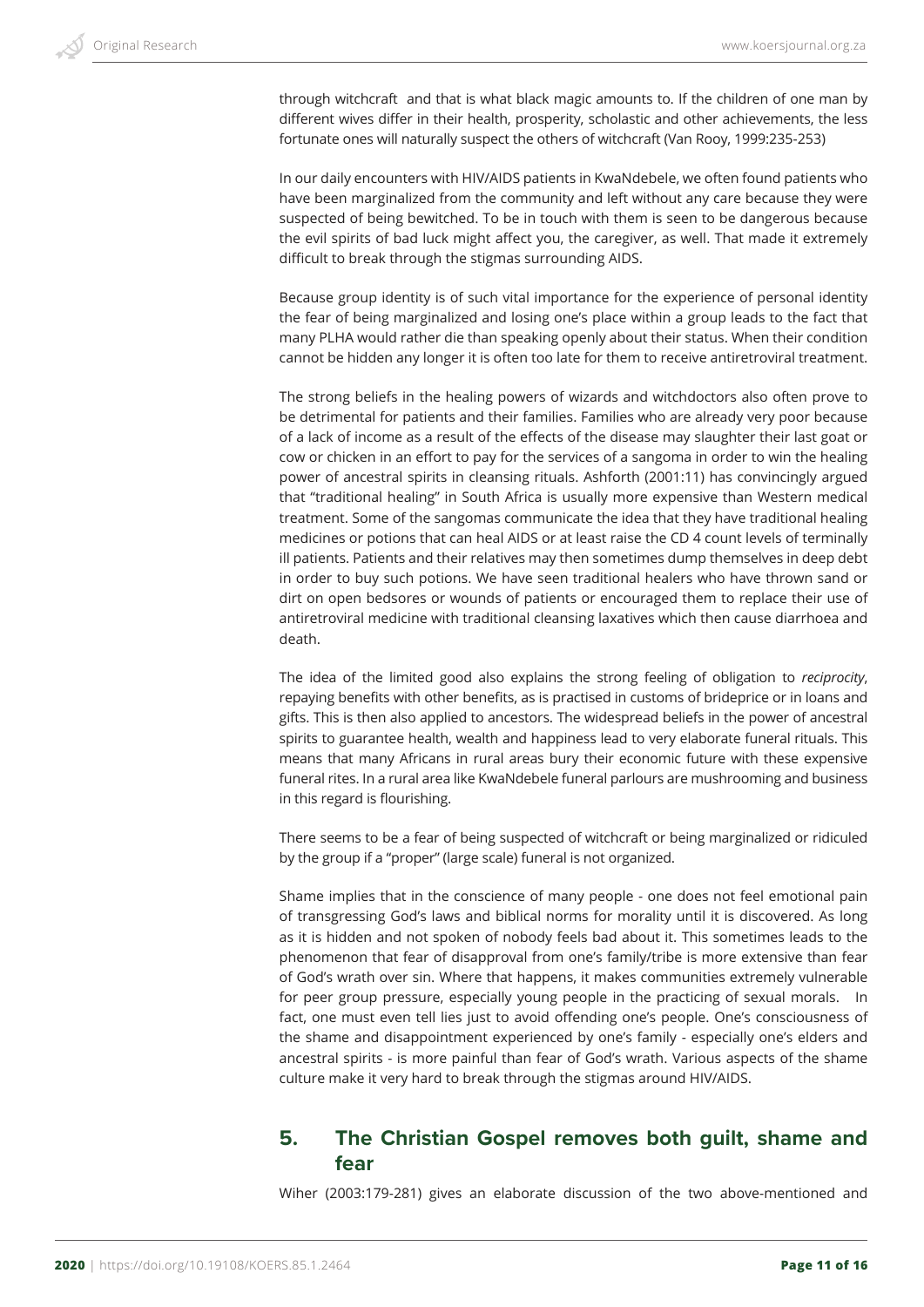through witchcraft  and that is what black magic amounts to. If the children of one man by different wives differ in their health, prosperity, scholastic and other achievements, the less fortunate ones will naturally suspect the others of witchcraft (Van Rooy, 1999:235-253)

In our daily encounters with HIV/AIDS patients in KwaNdebele, we often found patients who have been marginalized from the community and left without any care because they were suspected of being bewitched. To be in touch with them is seen to be dangerous because the evil spirits of bad luck might affect you, the caregiver, as well. That made it extremely difficult to break through the stigmas surrounding AIDS.

Because group identity is of such vital importance for the experience of personal identity the fear of being marginalized and losing one's place within a group leads to the fact that many PLHA would rather die than speaking openly about their status. When their condition cannot be hidden any longer it is often too late for them to receive antiretroviral treatment.

The strong beliefs in the healing powers of wizards and witchdoctors also often prove to be detrimental for patients and their families. Families who are already very poor because of a lack of income as a result of the effects of the disease may slaughter their last goat or cow or chicken in an effort to pay for the services of a sangoma in order to win the healing power of ancestral spirits in cleansing rituals. Ashforth (2001:11) has convincingly argued that "traditional healing" in South Africa is usually more expensive than Western medical treatment. Some of the sangomas communicate the idea that they have traditional healing medicines or potions that can heal AIDS or at least raise the CD 4 count levels of terminally ill patients. Patients and their relatives may then sometimes dump themselves in deep debt in order to buy such potions. We have seen traditional healers who have thrown sand or dirt on open bedsores or wounds of patients or encouraged them to replace their use of antiretroviral medicine with traditional cleansing laxatives which then cause diarrhoea and death.

The idea of the limited good also explains the strong feeling of obligation to *reciprocity*, repaying benefits with other benefits, as is practised in customs of brideprice or in loans and gifts. This is then also applied to ancestors. The widespread beliefs in the power of ancestral spirits to guarantee health, wealth and happiness lead to very elaborate funeral rituals. This means that many Africans in rural areas bury their economic future with these expensive funeral rites. In a rural area like KwaNdebele funeral parlours are mushrooming and business in this regard is flourishing.

There seems to be a fear of being suspected of witchcraft or being marginalized or ridiculed by the group if a "proper" (large scale) funeral is not organized.

Shame implies that in the conscience of many people - one does not feel emotional pain of transgressing God's laws and biblical norms for morality until it is discovered. As long as it is hidden and not spoken of nobody feels bad about it. This sometimes leads to the phenomenon that fear of disapproval from one's family/tribe is more extensive than fear of God's wrath over sin. Where that happens, it makes communities extremely vulnerable for peer group pressure, especially young people in the practicing of sexual morals. In fact, one must even tell lies just to avoid offending one's people. One's consciousness of the shame and disappointment experienced by one's family - especially one's elders and ancestral spirits - is more painful than fear of God's wrath. Various aspects of the shame culture make it very hard to break through the stigmas around HIV/AIDS.

## 5. The Christian Gospel removes both guilt, shame and fear

Wiher (2003:179-281) gives an elaborate discussion of the two above-mentioned and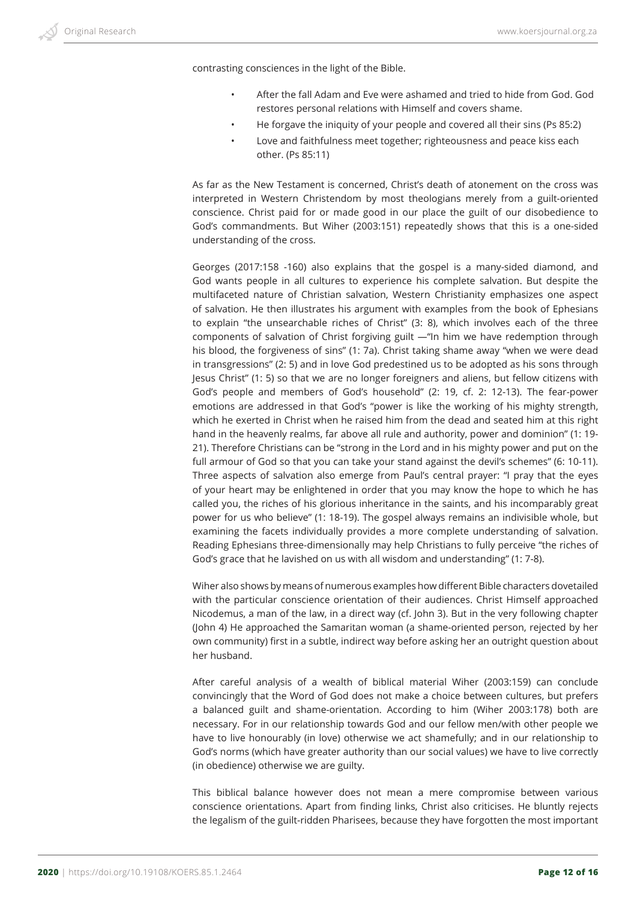contrasting consciences in the light of the Bible.

- After the fall Adam and Eve were ashamed and tried to hide from God. God restores personal relations with Himself and covers shame.
- He forgave the iniquity of your people and covered all their sins (Ps 85:2)
- Love and faithfulness meet together; righteousness and peace kiss each other. (Ps 85:11)

As far as the New Testament is concerned, Christ's death of atonement on the cross was interpreted in Western Christendom by most theologians merely from a guilt-oriented conscience. Christ paid for or made good in our place the guilt of our disobedience to God's commandments. But Wiher (2003:151) repeatedly shows that this is a one-sided understanding of the cross.

Georges (2017:158 -160) also explains that the gospel is a many-sided diamond, and God wants people in all cultures to experience his complete salvation. But despite the multifaceted nature of Christian salvation, Western Christianity emphasizes one aspect of salvation. He then illustrates his argument with examples from the book of Ephesians to explain "the unsearchable riches of Christ" (3: 8), which involves each of the three components of salvation of Christ forgiving guilt —"In him we have redemption through his blood, the forgiveness of sins" (1: 7a). Christ taking shame away "when we were dead in transgressions" (2: 5) and in love God predestined us to be adopted as his sons through Jesus Christ" (1: 5) so that we are no longer foreigners and aliens, but fellow citizens with God's people and members of God's household" (2: 19, cf. 2: 12-13). The fear-power emotions are addressed in that God's "power is like the working of his mighty strength, which he exerted in Christ when he raised him from the dead and seated him at this right hand in the heavenly realms, far above all rule and authority, power and dominion" (1: 19-21). Therefore Christians can be "strong in the Lord and in his mighty power and put on the full armour of God so that you can take your stand against the devil's schemes" (6: 10-11). Three aspects of salvation also emerge from Paul's central prayer: "I pray that the eyes of your heart may be enlightened in order that you may know the hope to which he has called you, the riches of his glorious inheritance in the saints, and his incomparably great power for us who believe" (1: 18-19). The gospel always remains an indivisible whole, but examining the facets individually provides a more complete understanding of salvation. Reading Ephesians three-dimensionally may help Christians to fully perceive "the riches of God's grace that he lavished on us with all wisdom and understanding" (1: 7-8).

Wiher also shows by means of numerous examples how different Bible characters dovetailed with the particular conscience orientation of their audiences. Christ Himself approached Nicodemus, a man of the law, in a direct way (cf. John 3). But in the very following chapter (John 4) He approached the Samaritan woman (a shame-oriented person, rejected by her own community) first in a subtle, indirect way before asking her an outright question about her husband.

After careful analysis of a wealth of biblical material Wiher (2003:159) can conclude convincingly that the Word of God does not make a choice between cultures, but prefers a balanced guilt and shame-orientation. According to him (Wiher 2003:178) both are necessary. For in our relationship towards God and our fellow men/with other people we have to live honourably (in love) otherwise we act shamefully; and in our relationship to God's norms (which have greater authority than our social values) we have to live correctly (in obedience) otherwise we are guilty.

This biblical balance however does not mean a mere compromise between various conscience orientations. Apart from finding links, Christ also criticises. He bluntly rejects the legalism of the guilt-ridden Pharisees, because they have forgotten the most important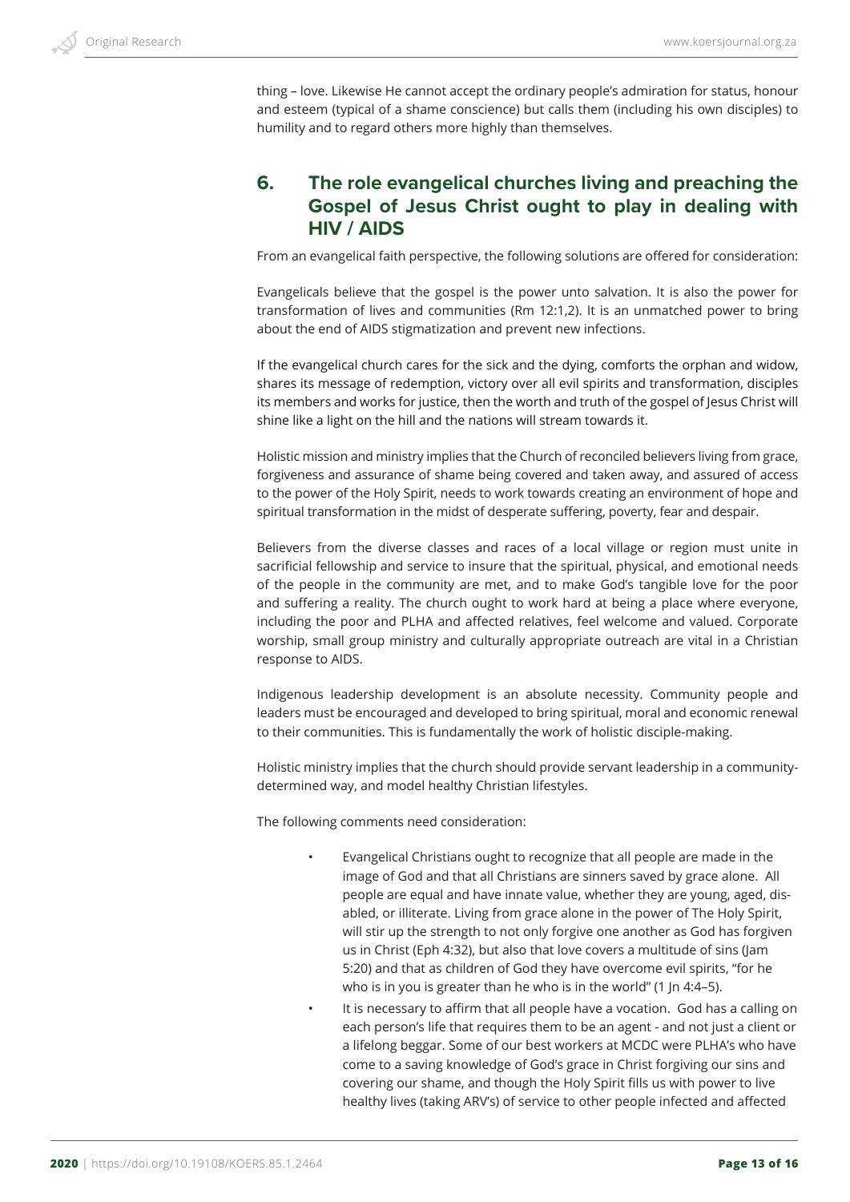thing – love. Likewise He cannot accept the ordinary people's admiration for status, honour and esteem (typical of a shame conscience) but calls them (including his own disciples) to humility and to regard others more highly than themselves.

## 6. The role evangelical churches living and preaching the Gospel of Jesus Christ ought to play in dealing with HIV / AIDS

From an evangelical faith perspective, the following solutions are offered for consideration:

Evangelicals believe that the gospel is the power unto salvation. It is also the power for transformation of lives and communities (Rm 12:1,2). It is an unmatched power to bring about the end of AIDS stigmatization and prevent new infections.

If the evangelical church cares for the sick and the dying, comforts the orphan and widow, shares its message of redemption, victory over all evil spirits and transformation, disciples its members and works for justice, then the worth and truth of the gospel of Jesus Christ will shine like a light on the hill and the nations will stream towards it.

Holistic mission and ministry implies that the Church of reconciled believers living from grace, forgiveness and assurance of shame being covered and taken away, and assured of access to the power of the Holy Spirit, needs to work towards creating an environment of hope and spiritual transformation in the midst of desperate suffering, poverty, fear and despair.

Believers from the diverse classes and races of a local village or region must unite in sacrificial fellowship and service to insure that the spiritual, physical, and emotional needs of the people in the community are met, and to make God's tangible love for the poor and suffering a reality. The church ought to work hard at being a place where everyone, including the poor and PLHA and affected relatives, feel welcome and valued. Corporate worship, small group ministry and culturally appropriate outreach are vital in a Christian response to AIDS.

Indigenous leadership development is an absolute necessity. Community people and leaders must be encouraged and developed to bring spiritual, moral and economic renewal to their communities. This is fundamentally the work of holistic disciple-making.

Holistic ministry implies that the church should provide servant leadership in a community-determined way, and model healthy Christian lifestyles.

The following comments need consideration:

- Evangelical Christians ought to recognize that all people are made in the image of God and that all Christians are sinners saved by grace alone. All people are equal and have innate value, whether they are young, aged, disabled, or illiterate. Living from grace alone in the power of The Holy Spirit, will stir up the strength to not only forgive one another as God has forgiven us in Christ (Eph 4:32), but also that love covers a multitude of sins (Jam 5:20) and that as children of God they have overcome evil spirits, "for he who is in you is greater than he who is in the world" (1 Jn 4:4–5).
- It is necessary to affirm that all people have a vocation. God has a calling on each person's life that requires them to be an agent - and not just a client or a lifelong beggar. Some of our best workers at MCDC were PLHA's who have come to a saving knowledge of God's grace in Christ forgiving our sins and covering our shame, and though the Holy Spirit fills us with power to live healthy lives (taking ARV's) of service to other people infected and affected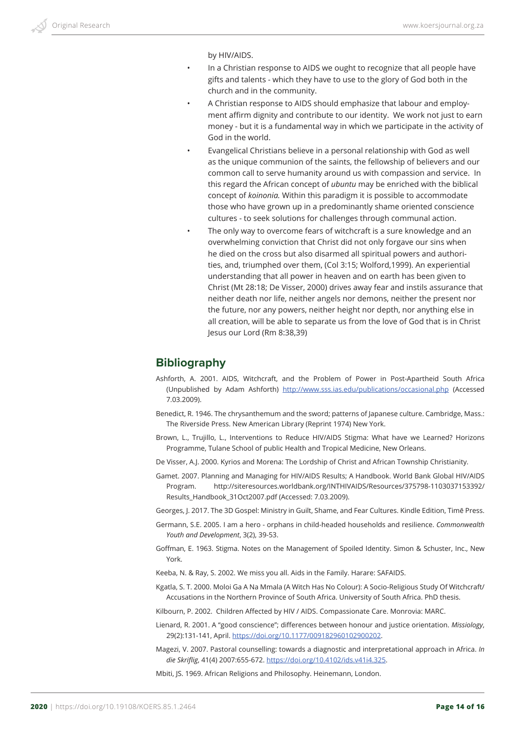by HIV/AIDS.

- In a Christian response to AIDS we ought to recognize that all people have gifts and talents - which they have to use to the glory of God both in the church and in the community.
- A Christian response to AIDS should emphasize that labour and employment affirm dignity and contribute to our identity. We work not just to earn money - but it is a fundamental way in which we participate in the activity of God in the world.
- Evangelical Christians believe in a personal relationship with God as well as the unique communion of the saints, the fellowship of believers and our common call to serve humanity around us with compassion and service. In this regard the African concept of *ubuntu* may be enriched with the biblical concept of *koinonia.* Within this paradigm it is possible to accommodate those who have grown up in a predominantly shame oriented conscience cultures - to seek solutions for challenges through communal action.
- The only way to overcome fears of witchcraft is a sure knowledge and an overwhelming conviction that Christ did not only forgave our sins when he died on the cross but also disarmed all spiritual powers and authorities, and, triumphed over them, (Col 3:15; Wolford,1999). An experiential understanding that all power in heaven and on earth has been given to Christ (Mt 28:18; De Visser, 2000) drives away fear and instils assurance that neither death nor life, neither angels nor demons, neither the present nor the future, nor any powers, neither height nor depth, nor anything else in all creation, will be able to separate us from the love of God that is in Christ Jesus our Lord (Rm 8:38,39)

## Bibliography

Ashforth, A. 2001. AIDS, Witchcraft, and the Problem of Power in Post-Apartheid South Africa (Unpublished by Adam Ashforth) http://www.sss.ias.edu/publications/occasional.php (Accessed 7.03.2009).

Benedict, R. 1946. The chrysanthemum and the sword; patterns of Japanese culture. Cambridge, Mass.: The Riverside Press. New American Library (Reprint 1974) New York.

Brown, L., Trujillo, L., Interventions to Reduce HIV/AIDS Stigma: What have we Learned? Horizons Programme, Tulane School of public Health and Tropical Medicine, New Orleans.

De Visser, A.J. 2000. Kyrios and Morena: The Lordship of Christ and African Township Christianity.

Gamet. 2007. Planning and Managing for HIV/AIDS Results; A Handbook. World Bank Global HIV/AIDS Program. http://siteresources.worldbank.org/INTHIVAIDS/Resources/375798-1103037153392/Results_Handbook_31Oct2007.pdf (Accessed: 7.03.2009).

Georges, J. 2017. The 3D Gospel: Ministry in Guilt, Shame, and Fear Cultures. Kindle Edition, Timē Press.

Germann, S.E. 2005. I am a hero - orphans in child-headed households and resilience. *Commonwealth Youth and Development*, 3(2), 39-53.

Goffman, E. 1963. Stigma. Notes on the Management of Spoiled Identity. Simon & Schuster, Inc., New York.

Keeba, N. & Ray, S. 2002. We miss you all. Aids in the Family. Harare: SAFAIDS.

Kgatla, S. T. 2000. Moloi Ga A Na Mmala (A Witch Has No Colour): A Socio-Religious Study Of Witchcraft/Accusations in the Northern Province of South Africa. University of South Africa. PhD thesis.

Kilbourn, P. 2002. Children Affected by HIV / AIDS. Compassionate Care. Monrovia: MARC.

Lienard, R. 2001. A "good conscience"; differences between honour and justice orientation. *Missiology*, 29(2):131-141, April. https://doi.org/10.1177/009182960102900202.

Magezi, V. 2007. Pastoral counselling: towards a diagnostic and interpretational approach in Africa. *In die Skriflig*, 41(4) 2007:655-672. https://doi.org/10.4102/ids.v41i4.325.

Mbiti, JS. 1969. African Religions and Philosophy. Heinemann, London.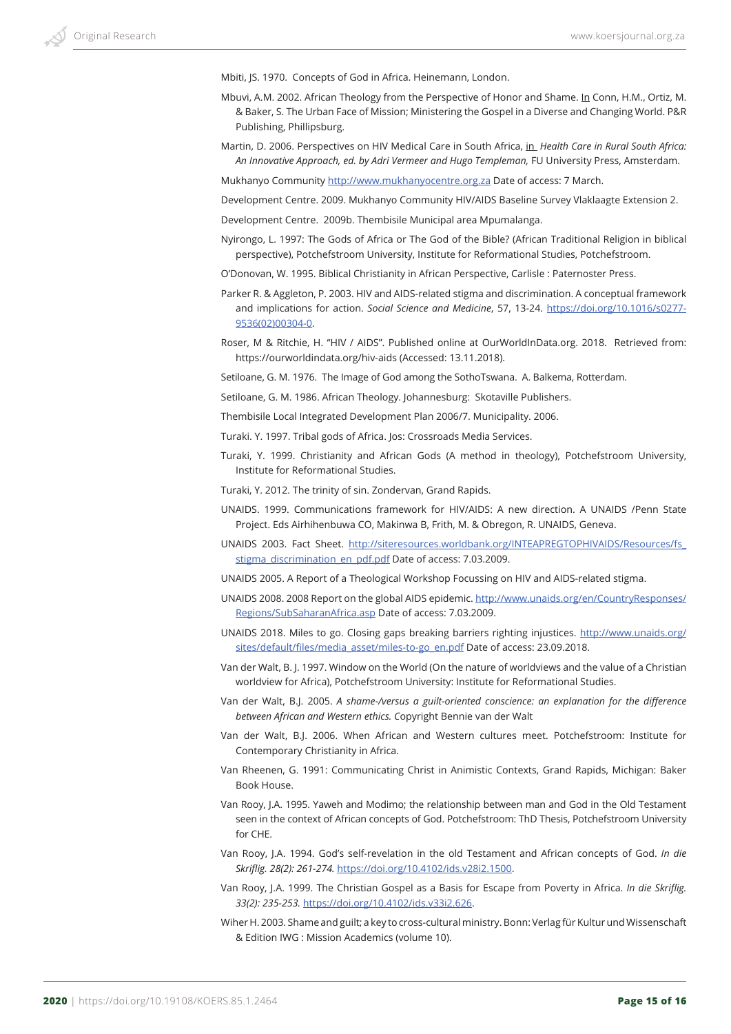Mbiti, JS. 1970. Concepts of God in Africa. Heinemann, London.

Mbuvi, A.M. 2002. African Theology from the Perspective of Honor and Shame. In Conn, H.M., Ortiz, M. & Baker, S. The Urban Face of Mission; Ministering the Gospel in a Diverse and Changing World. P&R Publishing, Phillipsburg.

Martin, D. 2006. Perspectives on HIV Medical Care in South Africa, in *Health Care in Rural South Africa: An Innovative Approach, ed. by Adri Vermeer and Hugo Templeman,* FU University Press, Amsterdam.

Mukhanyo Community http://www.mukhanyocentre.org.za Date of access: 7 March.

Development Centre. 2009. Mukhanyo Community HIV/AIDS Baseline Survey Vlaklaagte Extension 2.

Development Centre. 2009b. Thembisile Municipal area Mpumalanga.

Nyirongo, L. 1997: The Gods of Africa or The God of the Bible? (African Traditional Religion in biblical perspective), Potchefstroom University, Institute for Reformational Studies, Potchefstroom.

O'Donovan, W. 1995. Biblical Christianity in African Perspective, Carlisle : Paternoster Press.

Parker R. & Aggleton, P. 2003. HIV and AIDS-related stigma and discrimination. A conceptual framework and implications for action. *Social Science and Medicine*, 57, 13-24. https://doi.org/10.1016/s0277-9536(02)00304-0.

Roser, M & Ritchie, H. "HIV / AIDS". Published online at OurWorldInData.org. 2018. Retrieved from: https://ourworldindata.org/hiv-aids (Accessed: 13.11.2018).

Setiloane, G. M. 1976. The Image of God among the SothoTswana. A. Balkema, Rotterdam.

Setiloane, G. M. 1986. African Theology. Johannesburg: Skotaville Publishers.

Thembisile Local Integrated Development Plan 2006/7. Municipality. 2006.

Turaki. Y. 1997. Tribal gods of Africa. Jos: Crossroads Media Services.

Turaki, Y. 1999. Christianity and African Gods (A method in theology), Potchefstroom University, Institute for Reformational Studies.

Turaki, Y. 2012. The trinity of sin. Zondervan, Grand Rapids.

UNAIDS. 1999. Communications framework for HIV/AIDS: A new direction. A UNAIDS /Penn State Project. Eds Airhihenbuwa CO, Makinwa B, Frith, M. & Obregon, R. UNAIDS, Geneva.

UNAIDS 2003. Fact Sheet. http://siteresources.worldbank.org/INTEAPREGTOPHIVAIDS/Resources/fs_stigma_discrimination_en_pdf.pdf Date of access: 7.03.2009.

UNAIDS 2005. A Report of a Theological Workshop Focussing on HIV and AIDS-related stigma.

UNAIDS 2008. 2008 Report on the global AIDS epidemic. http://www.unaids.org/en/CountryResponses/Regions/SubSaharanAfrica.asp Date of access: 7.03.2009.

UNAIDS 2018. Miles to go. Closing gaps breaking barriers righting injustices. http://www.unaids.org/sites/default/files/media_asset/miles-to-go_en.pdf Date of access: 23.09.2018.

Van der Walt, B. J. 1997. Window on the World (On the nature of worldviews and the value of a Christian worldview for Africa), Potchefstroom University: Institute for Reformational Studies.

Van der Walt, B.J. 2005. *A shame-/versus a guilt-oriented conscience: an explanation for the difference between African and Western ethics.* Copyright Bennie van der Walt

Van der Walt, B.J. 2006. When African and Western cultures meet. Potchefstroom: Institute for Contemporary Christianity in Africa.

Van Rheenen, G. 1991: Communicating Christ in Animistic Contexts, Grand Rapids, Michigan: Baker Book House.

Van Rooy, J.A. 1995. Yaweh and Modimo; the relationship between man and God in the Old Testament seen in the context of African concepts of God. Potchefstroom: ThD Thesis, Potchefstroom University for CHE.

Van Rooy, J.A. 1994. God's self-revelation in the old Testament and African concepts of God. *In die Skriflig. 28(2): 261-274.* https://doi.org/10.4102/ids.v28i2.1500.

Van Rooy, J.A. 1999. The Christian Gospel as a Basis for Escape from Poverty in Africa. *In die Skriflig. 33(2): 235-253.* https://doi.org/10.4102/ids.v33i2.626.

Wiher H. 2003. Shame and guilt; a key to cross-cultural ministry. Bonn: Verlag für Kultur und Wissenschaft & Edition IWG : Mission Academics (volume 10).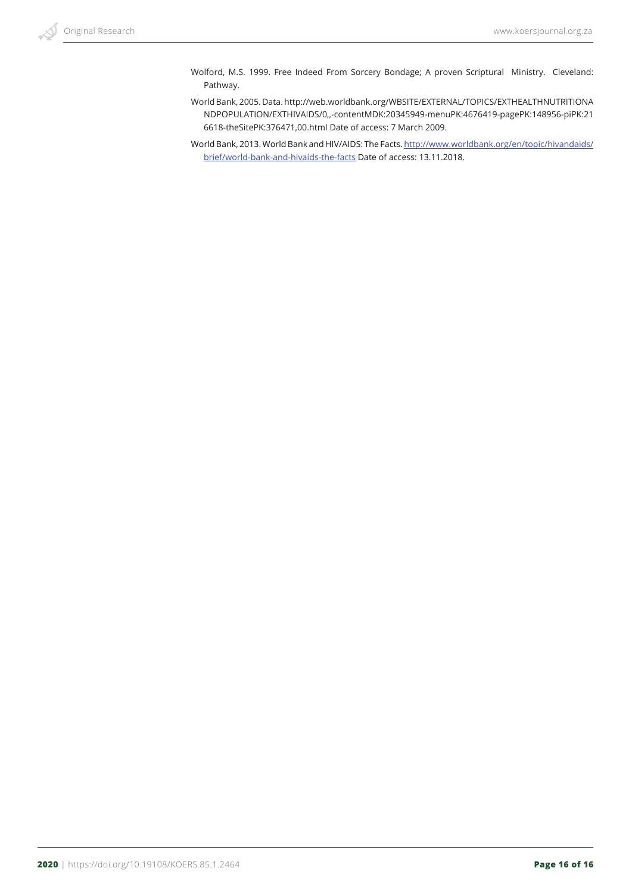Wolford, M.S. 1999. Free Indeed From Sorcery Bondage; A proven Scriptural Ministry. Cleveland: Pathway.

World Bank, 2005. Data. http://web.worldbank.org/WBSITE/EXTERNAL/TOPICS/EXTHEALTHNUTRITIONANDPOPULATION/EXTHIVAIDS/0,,-contentMDK:20345949-menuPK:4676419-pagePK:148956-piPK:216618-theSitePK:376471,00.html Date of access: 7 March 2009.

World Bank, 2013. World Bank and HIV/AIDS: The Facts. http://www.worldbank.org/en/topic/hivandaids/brief/world-bank-and-hivaids-the-facts Date of access: 13.11.2018.